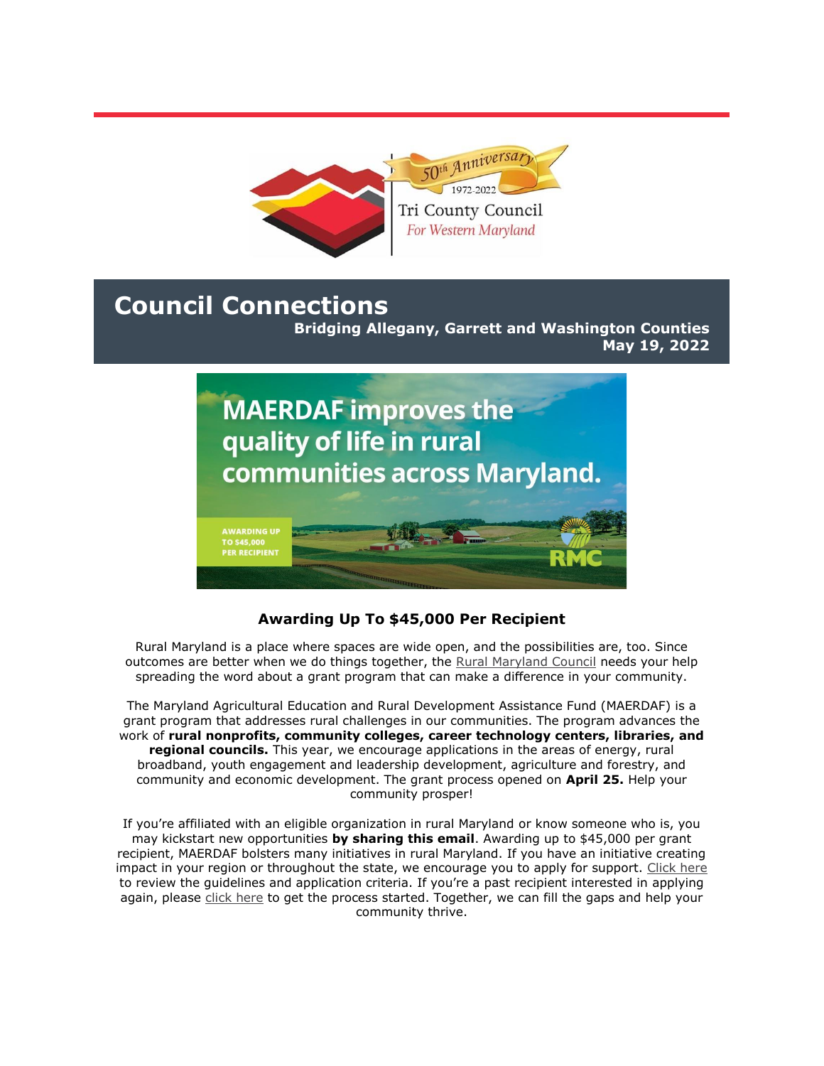# Council Connections

**Bridging Allegany, Garrett and Washington Counties**
**May 19, 2022**

### Awarding Up To $45,000 Per Recipient

Rural Maryland is a place where spaces are wide open, and the possibilities are, too. Since outcomes are better when we do things together, the Rural Maryland Council needs your help spreading the word about a grant program that can make a difference in your community.

The Maryland Agricultural Education and Rural Development Assistance Fund (MAERDAF) is a grant program that addresses rural challenges in our communities. The program advances the work of **rural nonprofits, community colleges, career technology centers, libraries, and regional councils.** This year, we encourage applications in the areas of energy, rural broadband, youth engagement and leadership development, agriculture and forestry, and community and economic development. The grant process opened on **April 25.** Help your community prosper!

If you're affiliated with an eligible organization in rural Maryland or know someone who is, you may kickstart new opportunities **by sharing this email**. Awarding up to $45,000 per grant recipient, MAERDAF bolsters many initiatives in rural Maryland. If you have an initiative creating impact in your region or throughout the state, we encourage you to apply for support. Click here to review the guidelines and application criteria. If you're a past recipient interested in applying again, please click here to get the process started. Together, we can fill the gaps and help your community thrive.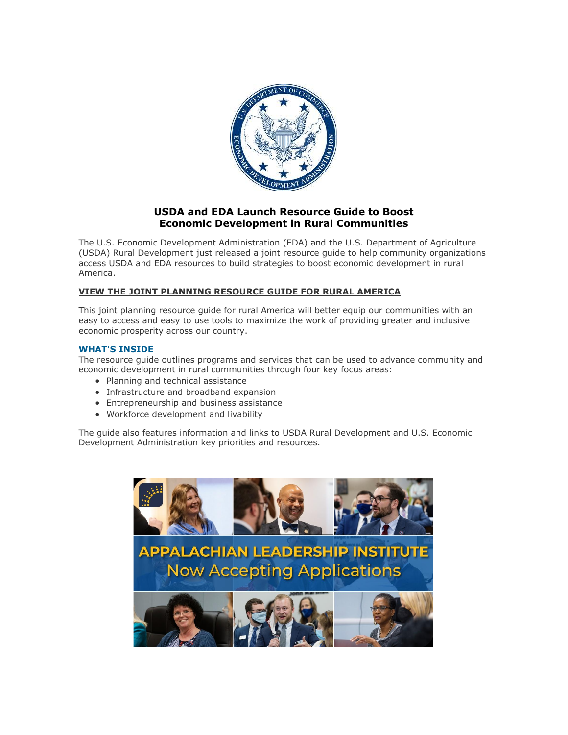## USDA and EDA Launch Resource Guide to Boost Economic Development in Rural Communities

The U.S. Economic Development Administration (EDA) and the U.S. Department of Agriculture (USDA) Rural Development just released a joint resource guide to help community organizations access USDA and EDA resources to build strategies to boost economic development in rural America.

**VIEW THE JOINT PLANNING RESOURCE GUIDE FOR RURAL AMERICA**

This joint planning resource guide for rural America will better equip our communities with an easy to access and easy to use tools to maximize the work of providing greater and inclusive economic prosperity across our country.

### WHAT'S INSIDE

The resource guide outlines programs and services that can be used to advance community and economic development in rural communities through four key focus areas:

- Planning and technical assistance
- Infrastructure and broadband expansion
- Entrepreneurship and business assistance
- Workforce development and livability

The guide also features information and links to USDA Rural Development and U.S. Economic Development Administration key priorities and resources.

APPALACHIAN LEADERSHIP INSTITUTE
Now Accepting Applications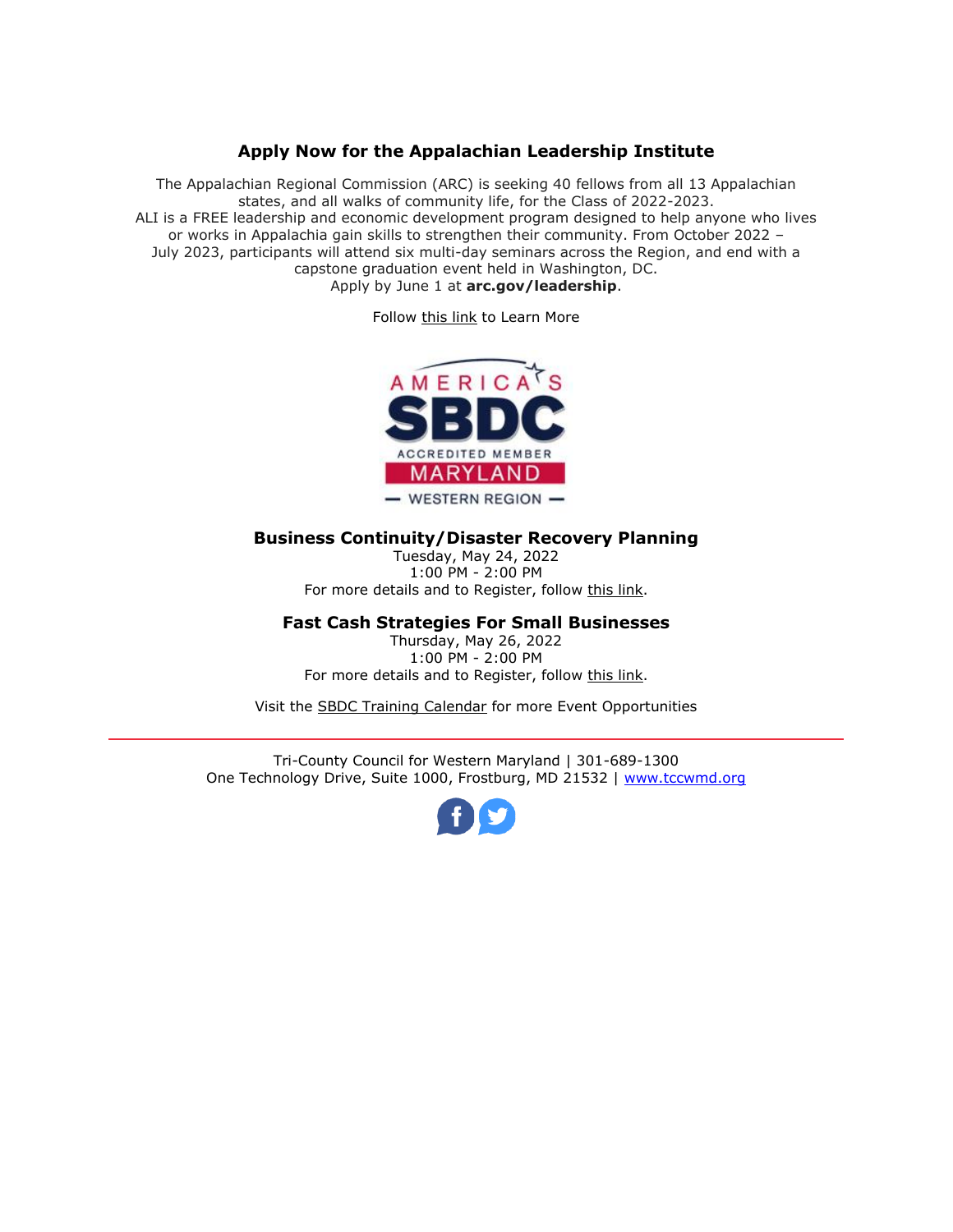## Apply Now for the Appalachian Leadership Institute

The Appalachian Regional Commission (ARC) is seeking 40 fellows from all 13 Appalachian states, and all walks of community life, for the Class of 2022-2023.
ALI is a FREE leadership and economic development program designed to help anyone who lives or works in Appalachia gain skills to strengthen their community. From October 2022 – July 2023, participants will attend six multi-day seminars across the Region, and end with a capstone graduation event held in Washington, DC.
Apply by June 1 at **arc.gov/leadership**.

Follow this link to Learn More

AMERICA'S SBDC
ACCREDITED MEMBER
MARYLAND
— WESTERN REGION —

### Business Continuity/Disaster Recovery Planning

Tuesday, May 24, 2022
1:00 PM - 2:00 PM
For more details and to Register, follow this link.

### Fast Cash Strategies For Small Businesses

Thursday, May 26, 2022
1:00 PM - 2:00 PM
For more details and to Register, follow this link.

Visit the SBDC Training Calendar for more Event Opportunities

---

Tri-County Council for Western Maryland | 301-689-1300
One Technology Drive, Suite 1000, Frostburg, MD 21532 | www.tccwmd.org